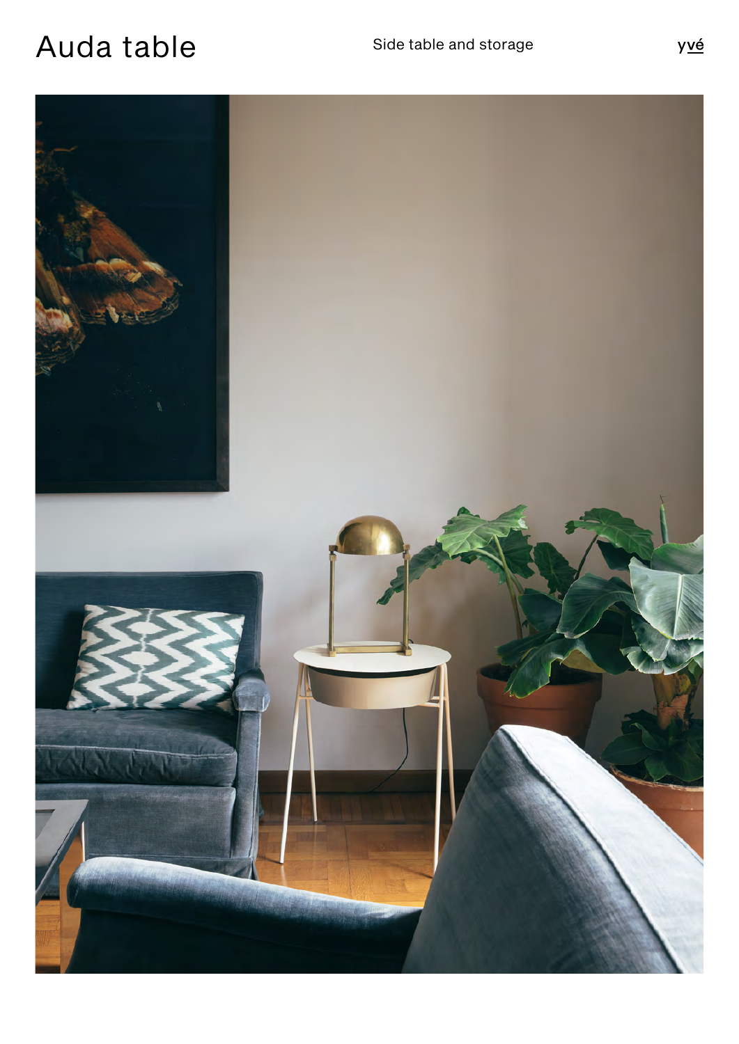# Auda table

Side table and storage

yvé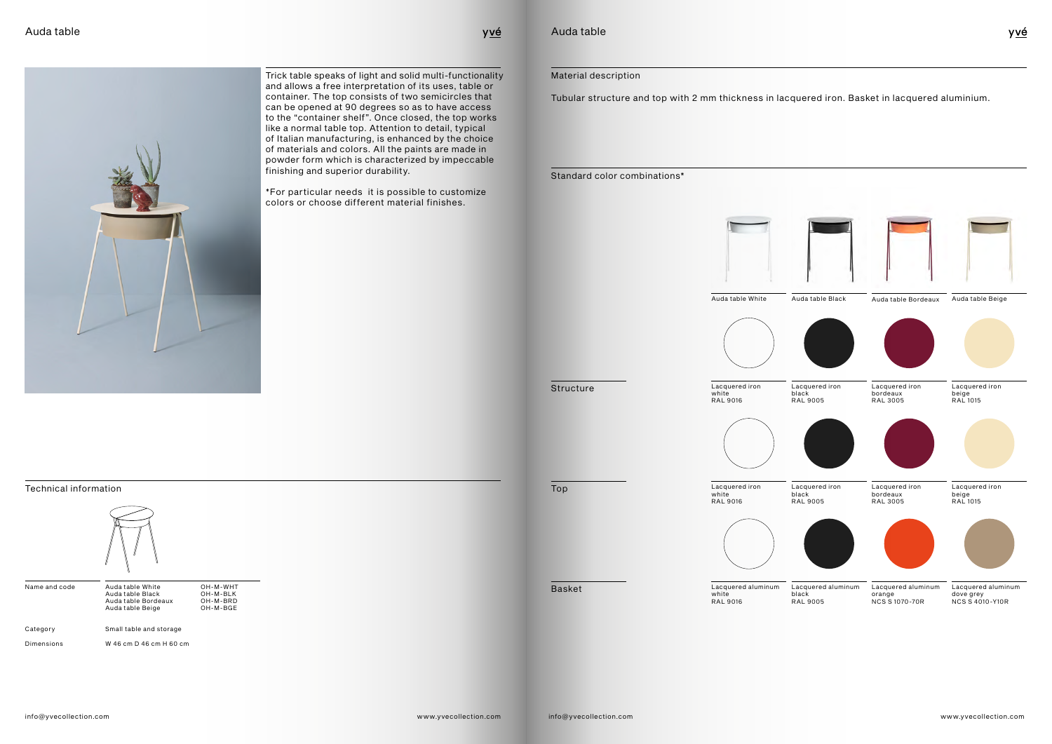# Auda table

Trick table speaks of light and solid multi-functionality and allows a free interpretation of its uses, table or container. The top consists of two semicircles that can be opened at 90 degrees so as to have access to the "container shelf". Once closed, the top works like a normal table top. Attention to detail, typical of Italian manufacturing, is enhanced by the choice of materials and colors. All the paints are made in powder form which is characterized by impeccable finishing and superior durability.

*For particular needs it is possible to customize colors or choose different material finishes.

## Technical information

| | | |
|---|---|---|
| Name and code | Auda table White<br>Auda table Black<br>Auda table Bordeaux<br>Auda table Beige | OH-M-WHT<br>OH-M-BLK<br>OH-M-BRD<br>OH-M-BGE |
| Category | Small table and storage | |
| Dimensions | W 46 cm D 46 cm H 60 cm | |

# Auda table

## Material description

Tubular structure and top with 2 mm thickness in lacquered iron. Basket in lacquered aluminium.

## Standard color combinations*

| | Auda table White | Auda table Black | Auda table Bordeaux | Auda table Beige |
|---|---|---|---|---|
| Structure | Lacquered iron white RAL 9016 | Lacquered iron black RAL 9005 | Lacquered iron bordeaux RAL 3005 | Lacquered iron beige RAL 1015 |
| Top | Lacquered iron white RAL 9016 | Lacquered iron black RAL 9005 | Lacquered iron bordeaux RAL 3005 | Lacquered iron beige RAL 1015 |
| Basket | Lacquered aluminum white RAL 9016 | Lacquered aluminum black RAL 9005 | Lacquered aluminum orange NCS S 1070-70R | Lacquered aluminum dove grey NCS S 4010-Y10R |

info@yvecollection.com

www.yvecollection.com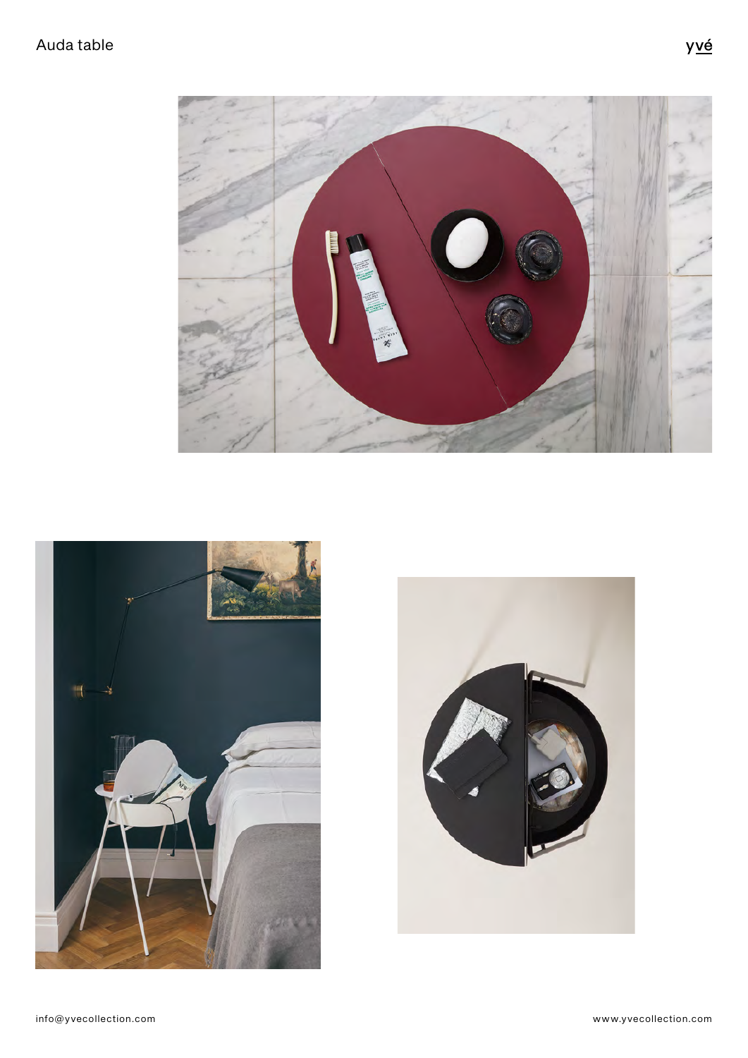Auda table